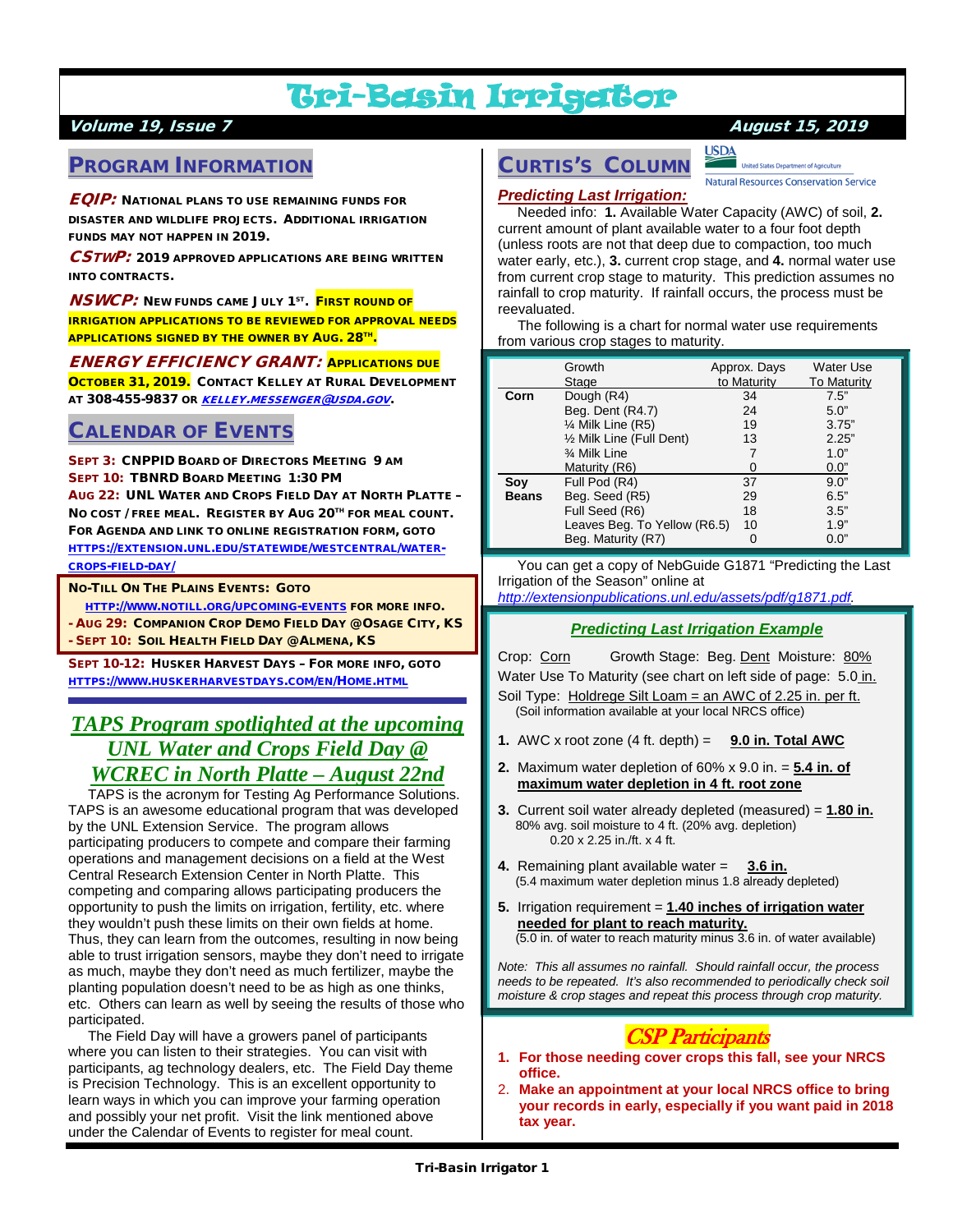# Tri-Basin Irrigator

***Volume 19, Issue 7*** ***August 15, 2019***

## PROGRAM INFORMATION

***EQIP:*** **NATIONAL PLANS TO USE REMAINING FUNDS FOR DISASTER AND WILDLIFE PROJECTS. ADDITIONAL IRRIGATION FUNDS MAY NOT HAPPEN IN 2019.**

***CSTWP:*** **2019 APPROVED APPLICATIONS ARE BEING WRITTEN INTO CONTRACTS.**

***NSWCP:*** **NEW FUNDS CAME JULY 1ST. FIRST ROUND OF IRRIGATION APPLICATIONS TO BE REVIEWED FOR APPROVAL NEEDS APPLICATIONS SIGNED BY THE OWNER BY AUG. 28TH.**

***ENERGY EFFICIENCY GRANT:*** **APPLICATIONS DUE OCTOBER 31, 2019. CONTACT KELLEY AT RURAL DEVELOPMENT AT 308-455-9837 OR *KELLEY.MESSENGER@USDA.GOV*.**

## CALENDAR OF EVENTS

**SEPT 3: CNPPID BOARD OF DIRECTORS MEETING 9 AM**
**SEPT 10: TBNRD BOARD MEETING 1:30 PM**
**AUG 22: UNL WATER AND CROPS FIELD DAY AT NORTH PLATTE – NO COST / FREE MEAL. REGISTER BY AUG 20TH FOR MEAL COUNT. FOR AGENDA AND LINK TO ONLINE REGISTRATION FORM, GOTO HTTPS://EXTENSION.UNL.EDU/STATEWIDE/WESTCENTRAL/WATER-CROPS-FIELD-DAY/**

**NO-TILL ON THE PLAINS EVENTS: GOTO HTTP://WWW.NOTILL.ORG/UPCOMING-EVENTS FOR MORE INFO.**
**- AUG 29: COMPANION CROP DEMO FIELD DAY @OSAGE CITY, KS**
**- SEPT 10: SOIL HEALTH FIELD DAY @ALMENA, KS**

**SEPT 10-12: HUSKER HARVEST DAYS – FOR MORE INFO, GOTO HTTPS://WWW.HUSKERHARVESTDAYS.COM/EN/HOME.HTML**

## *TAPS Program spotlighted at the upcoming UNL Water and Crops Field Day @ WCREC in North Platte – August 22nd*

TAPS is the acronym for Testing Ag Performance Solutions. TAPS is an awesome educational program that was developed by the UNL Extension Service. The program allows participating producers to compete and compare their farming operations and management decisions on a field at the West Central Research Extension Center in North Platte. This competing and comparing allows participating producers the opportunity to push the limits on irrigation, fertility, etc. where they wouldn't push these limits on their own fields at home. Thus, they can learn from the outcomes, resulting in now being able to trust irrigation sensors, maybe they don't need to irrigate as much, maybe they don't need as much fertilizer, maybe the planting population doesn't need to be as high as one thinks, etc. Others can learn as well by seeing the results of those who participated.

The Field Day will have a growers panel of participants where you can listen to their strategies. You can visit with participants, ag technology dealers, etc. The Field Day theme is Precision Technology. This is an excellent opportunity to learn ways in which you can improve your farming operation and possibly your net profit. Visit the link mentioned above under the Calendar of Events to register for meal count.

## CURTIS'S COLUMN

USDA United States Department of Agriculture — Natural Resources Conservation Service

### *Predicting Last Irrigation:*

Needed info: **1.** Available Water Capacity (AWC) of soil, **2.** current amount of plant available water to a four foot depth (unless roots are not that deep due to compaction, too much water early, etc.), **3.** current crop stage, and **4.** normal water use from current crop stage to maturity. This prediction assumes no rainfall to crop maturity. If rainfall occurs, the process must be reevaluated.

The following is a chart for normal water use requirements from various crop stages to maturity.

| | Growth Stage | Approx. Days to Maturity | Water Use To Maturity |
|---|---|---|---|
| **Corn** | Dough (R4) | 34 | 7.5" |
| | Beg. Dent (R4.7) | 24 | 5.0" |
| | ¼ Milk Line (R5) | 19 | 3.75" |
| | ½ Milk Line (Full Dent) | 13 | 2.25" |
| | ¾ Milk Line | 7 | 1.0" |
| | Maturity (R6) | 0 | 0.0" |
| **Soy Beans** | Full Pod (R4) | 37 | 9.0" |
| | Beg. Seed (R5) | 29 | 6.5" |
| | Full Seed (R6) | 18 | 3.5" |
| | Leaves Beg. To Yellow (R6.5) | 10 | 1.9" |
| | Beg. Maturity (R7) | 0 | 0.0" |

You can get a copy of NebGuide G1871 "Predicting the Last Irrigation of the Season" online at *http://extensionpublications.unl.edu/assets/pdf/g1871.pdf*.

### *Predicting Last Irrigation Example*

Crop: Corn Growth Stage: Beg. Dent Moisture: 80%
Water Use To Maturity (see chart on left side of page: 5.0 in.
Soil Type: Holdrege Silt Loam = an AWC of 2.25 in. per ft.
(Soil information available at your local NRCS office)

1. AWC x root zone (4 ft. depth) = **9.0 in. Total AWC**
2. Maximum water depletion of 60% x 9.0 in. = **5.4 in. of maximum water depletion in 4 ft. root zone**
3. Current soil water already depleted (measured) = **1.80 in.**
   80% avg. soil moisture to 4 ft. (20% avg. depletion)
   0.20 x 2.25 in./ft. x 4 ft.
4. Remaining plant available water = **3.6 in.**
   (5.4 maximum water depletion minus 1.8 already depleted)
5. Irrigation requirement = **1.40 inches of irrigation water needed for plant to reach maturity.**
   (5.0 in. of water to reach maturity minus 3.6 in. of water available)

*Note: This all assumes no rainfall. Should rainfall occur, the process needs to be repeated. It's also recommended to periodically check soil moisture & crop stages and repeat this process through crop maturity.*

### *CSP Participants*

1. **For those needing cover crops this fall, see your NRCS office.**
2. **Make an appointment at your local NRCS office to bring your records in early, especially if you want paid in 2018 tax year.**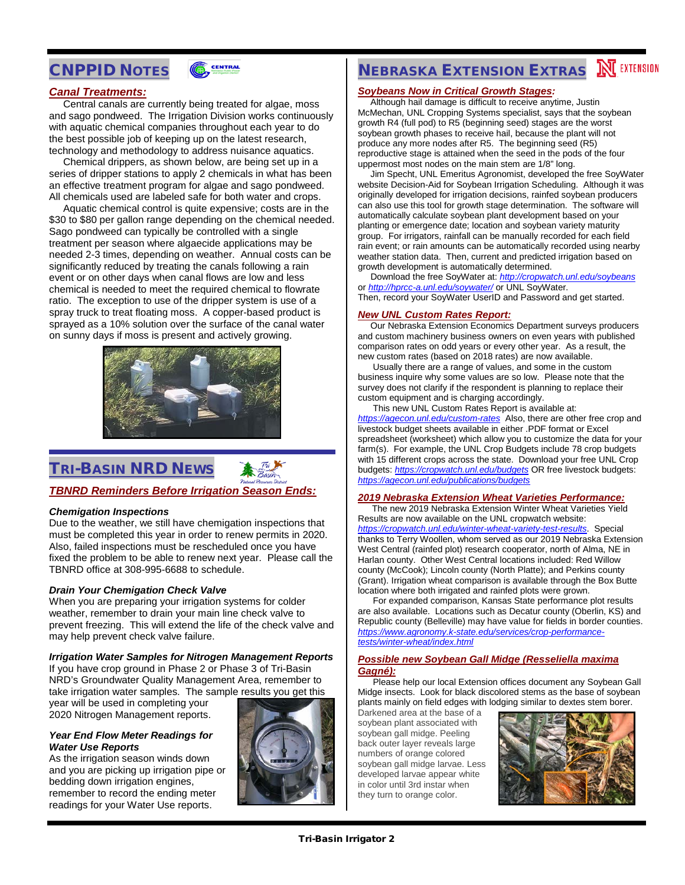## CNPPID Notes

### *Canal Treatments:*

Central canals are currently being treated for algae, moss and sago pondweed. The Irrigation Division works continuously with aquatic chemical companies throughout each year to do the best possible job of keeping up on the latest research, technology and methodology to address nuisance aquatics.

Chemical drippers, as shown below, are being set up in a series of dripper stations to apply 2 chemicals in what has been an effective treatment program for algae and sago pondweed. All chemicals used are labeled safe for both water and crops.

Aquatic chemical control is quite expensive; costs are in the $30 to $80 per gallon range depending on the chemical needed. Sago pondweed can typically be controlled with a single treatment per season where algaecide applications may be needed 2-3 times, depending on weather. Annual costs can be significantly reduced by treating the canals following a rain event or on other days when canal flows are low and less chemical is needed to meet the required chemical to flowrate ratio. The exception to use of the dripper system is use of a spray truck to treat floating moss. A copper-based product is sprayed as a 10% solution over the surface of the canal water on sunny days if moss is present and actively growing.

## Tri-Basin NRD News

### *TBNRD Reminders Before Irrigation Season Ends:*

***Chemigation Inspections***

Due to the weather, we still have chemigation inspections that must be completed this year in order to renew permits in 2020. Also, failed inspections must be rescheduled once you have fixed the problem to be able to renew next year. Please call the TBNRD office at 308-995-6688 to schedule.

***Drain Your Chemigation Check Valve***

When you are preparing your irrigation systems for colder weather, remember to drain your main line check valve to prevent freezing. This will extend the life of the check valve and may help prevent check valve failure.

***Irrigation Water Samples for Nitrogen Management Reports***

If you have crop ground in Phase 2 or Phase 3 of Tri-Basin NRD's Groundwater Quality Management Area, remember to take irrigation water samples. The sample results you get this year will be used in completing your 2020 Nitrogen Management reports.

***Year End Flow Meter Readings for Water Use Reports***

As the irrigation season winds down and you are picking up irrigation pipe or bedding down irrigation engines, remember to record the ending meter readings for your Water Use reports.

## Nebraska Extension Extras

### *Soybeans Now in Critical Growth Stages:*

Although hail damage is difficult to receive anytime, Justin McMechan, UNL Cropping Systems specialist, says that the soybean growth R4 (full pod) to R5 (beginning seed) stages are the worst soybean growth phases to receive hail, because the plant will not produce any more nodes after R5. The beginning seed (R5) reproductive stage is attained when the seed in the pods of the four uppermost most nodes on the main stem are 1/8" long.

Jim Specht, UNL Emeritus Agronomist, developed the free SoyWater website Decision-Aid for Soybean Irrigation Scheduling. Although it was originally developed for irrigation decisions, rainfed soybean producers can also use this tool for growth stage determination. The software will automatically calculate soybean plant development based on your planting or emergence date; location and soybean variety maturity group. For irrigators, rainfall can be manually recorded for each field rain event; or rain amounts can be automatically recorded using nearby weather station data. Then, current and predicted irrigation based on growth development is automatically determined.

Download the free SoyWater at: *http://cropwatch.unl.edu/soybeans* or *http://hprcc-a.unl.edu/soywater/* or UNL SoyWater. Then, record your SoyWater UserID and Password and get started.

### *New UNL Custom Rates Report:*

Our Nebraska Extension Economics Department surveys producers and custom machinery business owners on even years with published comparison rates on odd years or every other year. As a result, the new custom rates (based on 2018 rates) are now available.

Usually there are a range of values, and some in the custom business inquire why some values are so low. Please note that the survey does not clarify if the respondent is planning to replace their custom equipment and is charging accordingly.

This new UNL Custom Rates Report is available at: *https://agecon.unl.edu/custom-rates* Also, there are other free crop and livestock budget sheets available in either .PDF format or Excel spreadsheet (worksheet) which allow you to customize the data for your farm(s). For example, the UNL Crop Budgets include 78 crop budgets with 15 different crops across the state. Download your free UNL Crop budgets: *https://cropwatch.unl.edu/budgets* OR free livestock budgets: *https://agecon.unl.edu/publications/budgets*

### *2019 Nebraska Extension Wheat Varieties Performance:*

The new 2019 Nebraska Extension Winter Wheat Varieties Yield Results are now available on the UNL cropwatch website: *https://cropwatch.unl.edu/winter-wheat-variety-test-results*. Special thanks to Terry Woollen, whom served as our 2019 Nebraska Extension West Central (rainfed plot) research cooperator, north of Alma, NE in Harlan county. Other West Central locations included: Red Willow county (McCook); Lincoln county (North Platte); and Perkins county (Grant). Irrigation wheat comparison is available through the Box Butte location where both irrigated and rainfed plots were grown.

For expanded comparison, Kansas State performance plot results are also available. Locations such as Decatur county (Oberlin, KS) and Republic county (Belleville) may have value for fields in border counties. *https://www.agronomy.k-state.edu/services/crop-performance-tests/winter-wheat/index.html*

### *Possible new Soybean Gall Midge (Resseliella maxima Gagné):*

Please help our local Extension offices document any Soybean Gall Midge insects. Look for black discolored stems as the base of soybean plants mainly on field edges with lodging similar to dextes stem borer.

Darkened area at the base of a soybean plant associated with soybean gall midge. Peeling back outer layer reveals large numbers of orange colored soybean gall midge larvae. Less developed larvae appear white in color until 3rd instar when they turn to orange color.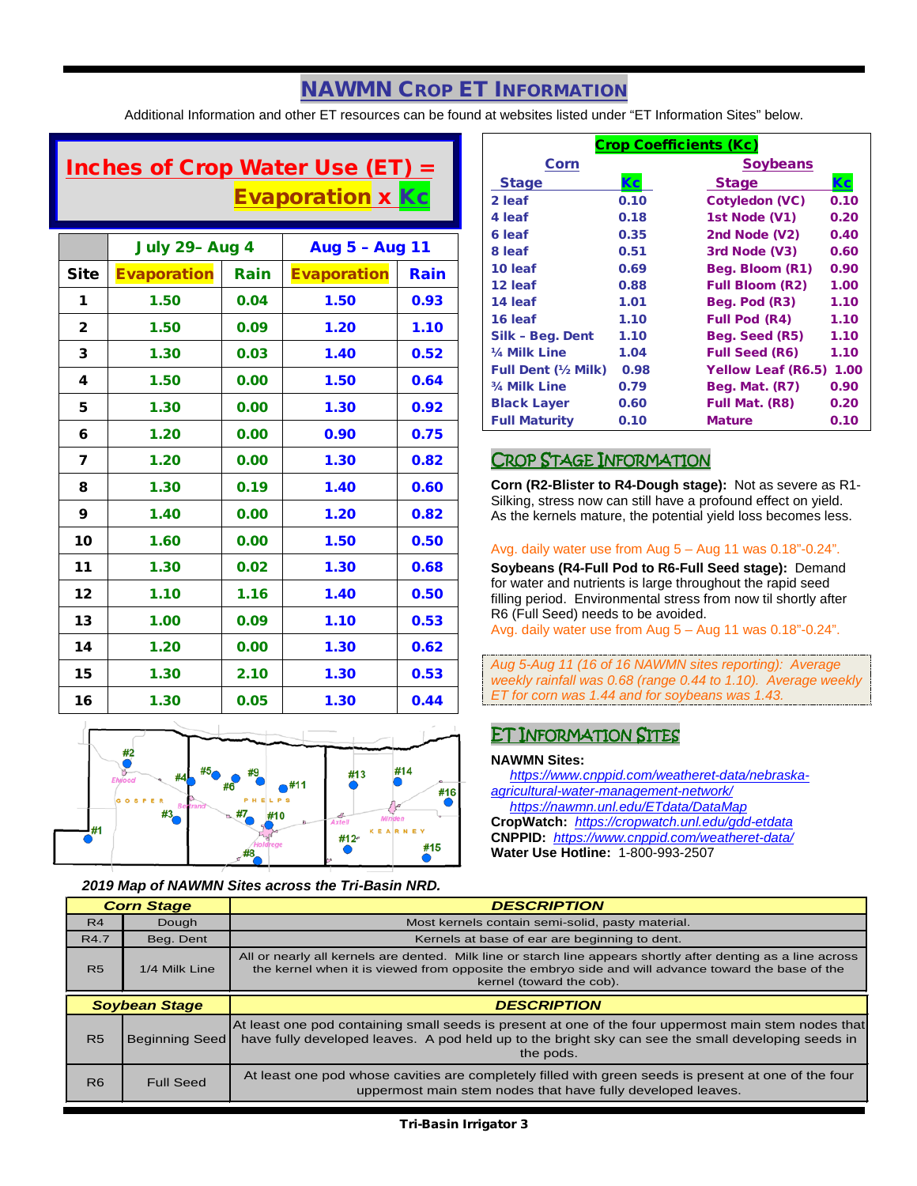# NAWMN Crop ET Information

Additional Information and other ET resources can be found at websites listed under "ET Information Sites" below.

## Inches of Crop Water Use (ET) = Evaporation x Kc

| | July 29– Aug 4 | | Aug 5 – Aug 11 | |
|---|---|---|---|---|
| **Site** | **Evaporation** | **Rain** | **Evaporation** | **Rain** |
| 1 | 1.50 | 0.04 | 1.50 | 0.93 |
| 2 | 1.50 | 0.09 | 1.20 | 1.10 |
| 3 | 1.30 | 0.03 | 1.40 | 0.52 |
| 4 | 1.50 | 0.00 | 1.50 | 0.64 |
| 5 | 1.30 | 0.00 | 1.30 | 0.92 |
| 6 | 1.20 | 0.00 | 0.90 | 0.75 |
| 7 | 1.20 | 0.00 | 1.30 | 0.82 |
| 8 | 1.30 | 0.19 | 1.40 | 0.60 |
| 9 | 1.40 | 0.00 | 1.20 | 0.82 |
| 10 | 1.60 | 0.00 | 1.50 | 0.50 |
| 11 | 1.30 | 0.02 | 1.30 | 0.68 |
| 12 | 1.10 | 1.16 | 1.40 | 0.50 |
| 13 | 1.00 | 0.09 | 1.10 | 0.53 |
| 14 | 1.20 | 0.00 | 1.30 | 0.62 |
| 15 | 1.30 | 2.10 | 1.30 | 0.53 |
| 16 | 1.30 | 0.05 | 1.30 | 0.44 |

*2019 Map of NAWMN Sites across the Tri-Basin NRD.*

## Crop Coefficients (Kc)

| Corn Stage | Kc | Soybeans Stage | Kc |
|---|---|---|---|
| 2 leaf | 0.10 | Cotyledon (VC) | 0.10 |
| 4 leaf | 0.18 | 1st Node (V1) | 0.20 |
| 6 leaf | 0.35 | 2nd Node (V2) | 0.40 |
| 8 leaf | 0.51 | 3rd Node (V3) | 0.60 |
| 10 leaf | 0.69 | Beg. Bloom (R1) | 0.90 |
| 12 leaf | 0.88 | Full Bloom (R2) | 1.00 |
| 14 leaf | 1.01 | Beg. Pod (R3) | 1.10 |
| 16 leaf | 1.10 | Full Pod (R4) | 1.10 |
| Silk – Beg. Dent | 1.10 | Beg. Seed (R5) | 1.10 |
| ¼ Milk Line | 1.04 | Full Seed (R6) | 1.10 |
| Full Dent (½ Milk) | 0.98 | Yellow Leaf (R6.5) | 1.00 |
| ¾ Milk Line | 0.79 | Beg. Mat. (R7) | 0.90 |
| Black Layer | 0.60 | Full Mat. (R8) | 0.20 |
| Full Maturity | 0.10 | Mature | 0.10 |

## Crop Stage Information

**Corn (R2-Blister to R4-Dough stage):** Not as severe as R1-Silking, stress now can still have a profound effect on yield. As the kernels mature, the potential yield loss becomes less.

Avg. daily water use from Aug 5 – Aug 11 was 0.18"-0.24".

**Soybeans (R4-Full Pod to R6-Full Seed stage):** Demand for water and nutrients is large throughout the rapid seed filling period. Environmental stress from now til shortly after R6 (Full Seed) needs to be avoided.
Avg. daily water use from Aug 5 – Aug 11 was 0.18"-0.24".

*Aug 5-Aug 11 (16 of 16 NAWMN sites reporting): Average weekly rainfall was 0.68 (range 0.44 to 1.10). Average weekly ET for corn was 1.44 and for soybeans was 1.43.*

## ET Information Sites

**NAWMN Sites:**
https://www.cnppid.com/weather-data/nebraska-agricultural-water-management-network/
https://nawmn.unl.edu/ETdata/DataMap
**CropWatch:** https://cropwatch.unl.edu/gdd-etdata
**CNPPID:** https://www.cnppid.com/weatheret-data/
**Water Use Hotline:** 1-800-993-2507

| Corn Stage | | DESCRIPTION |
|---|---|---|
| R4 | Dough | Most kernels contain semi-solid, pasty material. |
| R4.7 | Beg. Dent | Kernels at base of ear are beginning to dent. |
| R5 | 1/4 Milk Line | All or nearly all kernels are dented. Milk line or starch line appears shortly after denting as a line across the kernel when it is viewed from opposite the embryo side and will advance toward the base of the kernel (toward the cob). |

| Soybean Stage | | DESCRIPTION |
|---|---|---|
| R5 | Beginning Seed | At least one pod containing small seeds is present at one of the four uppermost main stem nodes that have fully developed leaves. A pod held up to the bright sky can see the small developing seeds in the pods. |
| R6 | Full Seed | At least one pod whose cavities are completely filled with green seeds is present at one of the four uppermost main stem nodes that have fully developed leaves. |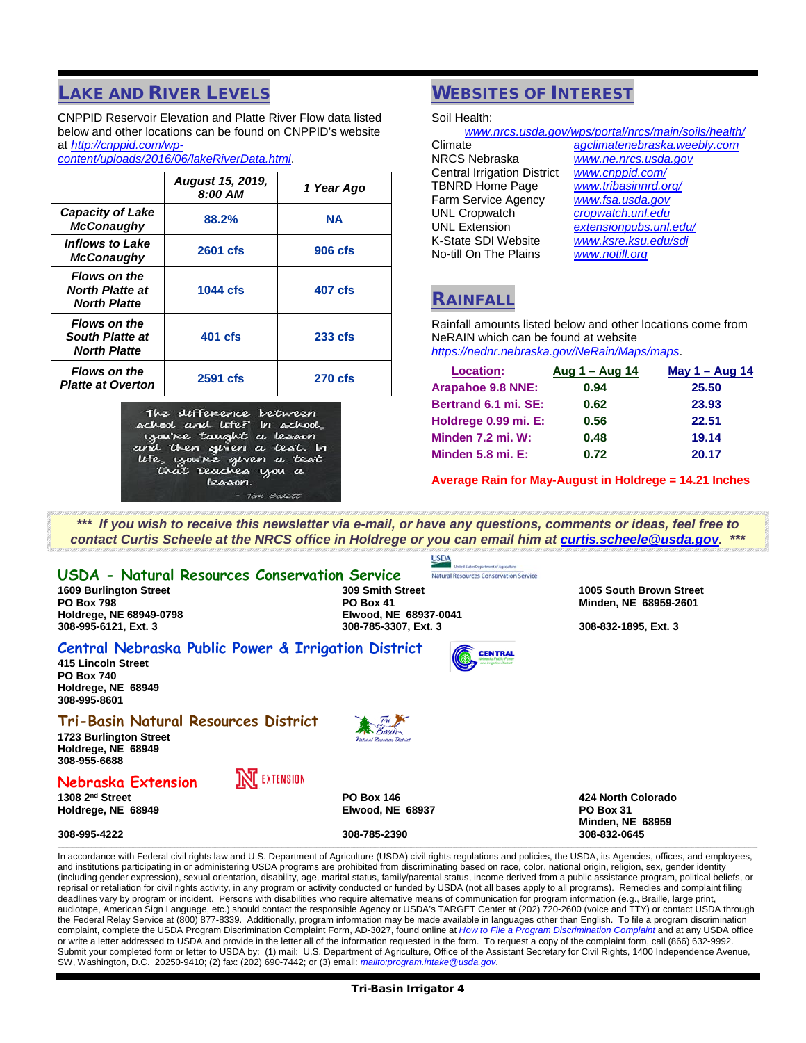## Lake and River Levels

CNPPID Reservoir Elevation and Platte River Flow data listed below and other locations can be found on CNPPID's website at *http://cnppid.com/wp-content/uploads/2016/06/lakeRiverData.html*.

| | August 15, 2019, 8:00 AM | 1 Year Ago |
|---|---|---|
| **Capacity of Lake McConaughy** | 88.2% | NA |
| **Inflows to Lake McConaughy** | 2601 cfs | 906 cfs |
| **Flows on the North Platte at North Platte** | 1044 cfs | 407 cfs |
| **Flows on the South Platte at North Platte** | 401 cfs | 233 cfs |
| **Flows on the Platte at Overton** | 2591 cfs | 270 cfs |

The difference between school and life? In school, you're taught a lesson and then given a test. In life, you're given a test that teaches you a lesson.

– Tom Bodett

## Websites of Interest

Soil Health:
*www.nrcs.usda.gov/wps/portal/nrcs/main/soils/health/*

| | |
|---|---|
| Climate | *agclimatenebraska.weebly.com* |
| NRCS Nebraska | *www.ne.nrcs.usda.gov* |
| Central Irrigation District | *www.cnppid.com/* |
| TBNRD Home Page | *www.tribasinnrd.org/* |
| Farm Service Agency | *www.fsa.usda.gov* |
| UNL Cropwatch | *cropwatch.unl.edu* |
| UNL Extension | *extensionpubs.unl.edu/* |
| K-State SDI Website | *www.ksre.ksu.edu/sdi* |
| No-till On The Plains | *www.notill.org* |

## Rainfall

Rainfall amounts listed below and other locations come from NeRAIN which can be found at website *https://nednr.nebraska.gov/NeRain/Maps/maps*.

| Location: | Aug 1 – Aug 14 | May 1 – Aug 14 |
|---|---|---|
| Arapahoe 9.8 NNE: | 0.94 | 25.50 |
| Bertrand 6.1 mi. SE: | 0.62 | 23.93 |
| Holdrege 0.99 mi. E: | 0.56 | 22.51 |
| Minden 7.2 mi. W: | 0.48 | 19.14 |
| Minden 5.8 mi. E: | 0.72 | 20.17 |

**Average Rain for May-August in Holdrege = 14.21 Inches**

***\*\*\* If you wish to receive this newsletter via e-mail, or have any questions, comments or ideas, feel free to contact Curtis Scheele at the NRCS office in Holdrege or you can email him at curtis.scheele@usda.gov. \*\*\****

### USDA - Natural Resources Conservation Service

**1609 Burlington Street**
**PO Box 798**
**Holdrege, NE 68949-0798**
**308-995-6121, Ext. 3**

**309 Smith Street**
**PO Box 41**
**Elwood, NE 68937-0041**
**308-785-3307, Ext. 3**

**1005 South Brown Street**
**Minden, NE 68959-2601**
**308-832-1895, Ext. 3**

### Central Nebraska Public Power & Irrigation District

**415 Lincoln Street**
**PO Box 740**
**Holdrege, NE 68949**
**308-995-8601**

### Tri-Basin Natural Resources District

**1723 Burlington Street**
**Holdrege, NE 68949**
**308-955-6688**

### Nebraska Extension

**1308 2nd Street**
**Holdrege, NE 68949**
**308-995-4222**

**PO Box 146**
**Elwood, NE 68937**
**308-785-2390**

**424 North Colorado**
**PO Box 31**
**Minden, NE 68959**
**308-832-0645**

In accordance with Federal civil rights law and U.S. Department of Agriculture (USDA) civil rights regulations and policies, the USDA, its Agencies, offices, and employees, and institutions participating in or administering USDA programs are prohibited from discriminating based on race, color, national origin, religion, sex, gender identity (including gender expression), sexual orientation, disability, age, marital status, family/parental status, income derived from a public assistance program, political beliefs, or reprisal or retaliation for prior civil rights activity, in any program or activity conducted or funded by USDA (not all bases apply to all programs). Remedies and complaint filing deadlines vary by program or incident. Persons with disabilities who require alternative means of communication for program information (e.g., Braille, large print, audiotape, American Sign Language, etc.) should contact the responsible Agency or USDA's TARGET Center at (202) 720-2600 (voice and TTY) or contact USDA through the Federal Relay Service at (800) 877-8339. Additionally, program information may be made available in languages other than English. To file a program discrimination complaint, complete the USDA Program Discrimination Complaint Form, AD-3027, found online at *How to File a Program Discrimination Complaint* and at any USDA office or write a letter addressed to USDA and provide in the letter all of the information requested in the form. To request a copy of the complaint form, call (866) 632-9992. Submit your completed form or letter to USDA by: (1) mail: U.S. Department of Agriculture, Office of the Assistant Secretary for Civil Rights, 1400 Independence Avenue, SW, Washington, D.C. 20250-9410; (2) fax: (202) 690-7442; or (3) email: *mailto:program.intake@usda.gov*.